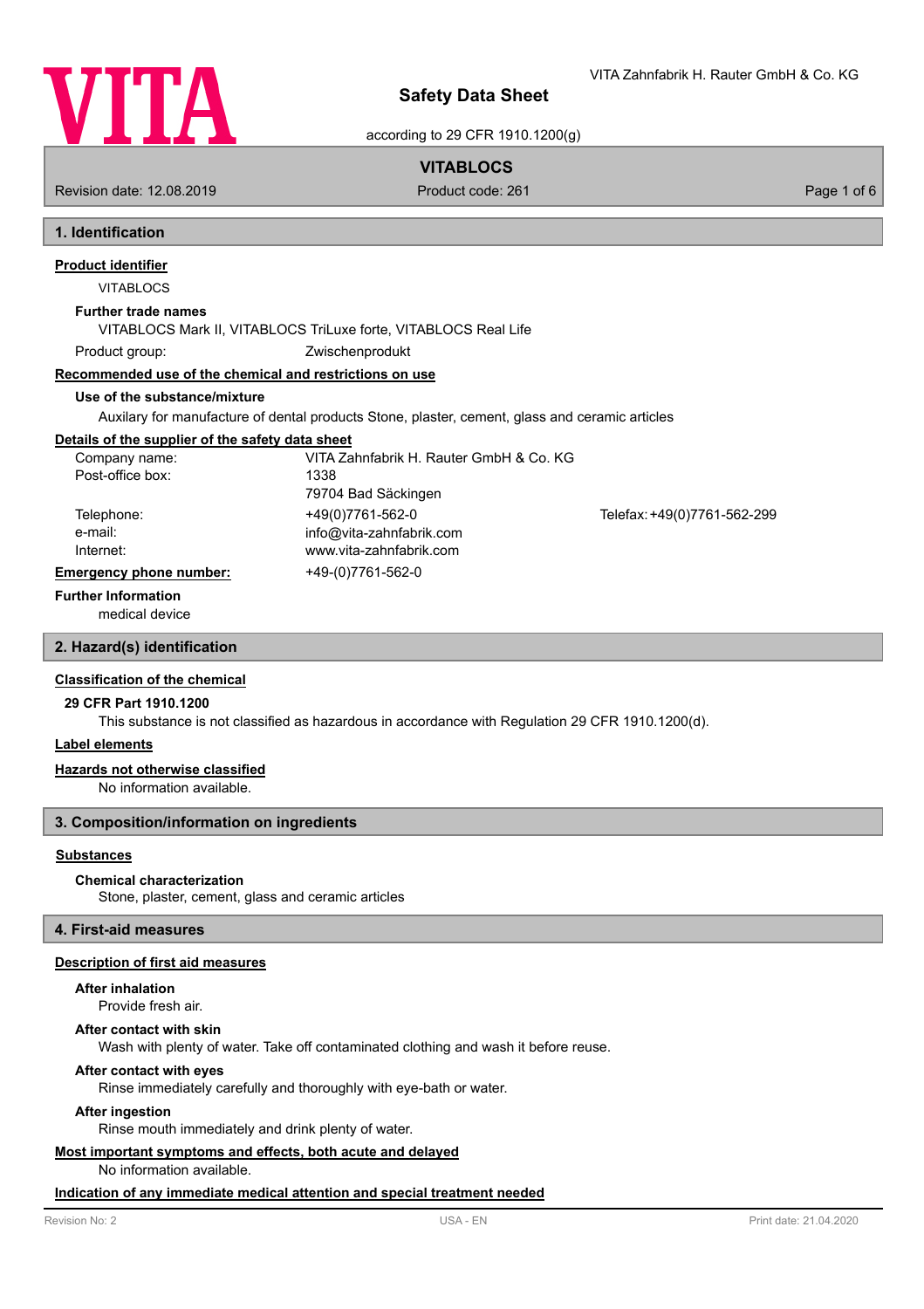# Safety Data Sheet

according to 29 CFR 1910.1200(g)

VITA Zahnfabrik H. Rauter GmbH & Co. KG

**VITABLOCS**

Revision date: 12.08.2019 | Product code: 261

## 1. Identification

**Product identifier**

VITABLOCS

**Further trade names**

VITABLOCS Mark II, VITABLOCS TriLuxe forte, VITABLOCS Real Life

Product group: Zwischenprodukt

**Recommended use of the chemical and restrictions on use**

**Use of the substance/mixture**

Auxilary for manufacture of dental products Stone, plaster, cement, glass and ceramic articles

**Details of the supplier of the safety data sheet**

| | | |
|---|---|---|
| Company name: | VITA Zahnfabrik H. Rauter GmbH & Co. KG | |
| Post-office box: | 1338 | |
| | 79704 Bad Säckingen | |
| Telephone: | +49(0)7761-562-0 | Telefax: +49(0)7761-562-299 |
| e-mail: | info@vita-zahnfabrik.com | |
| Internet: | www.vita-zahnfabrik.com | |

**Emergency phone number:** +49-(0)7761-562-0

**Further Information**

medical device

## 2. Hazard(s) identification

**Classification of the chemical**

**29 CFR Part 1910.1200**

This substance is not classified as hazardous in accordance with Regulation 29 CFR 1910.1200(d).

**Label elements**

**Hazards not otherwise classified**

No information available.

## 3. Composition/information on ingredients

**Substances**

**Chemical characterization**

Stone, plaster, cement, glass and ceramic articles

## 4. First-aid measures

**Description of first aid measures**

**After inhalation**

Provide fresh air.

**After contact with skin**

Wash with plenty of water. Take off contaminated clothing and wash it before reuse.

**After contact with eyes**

Rinse immediately carefully and thoroughly with eye-bath or water.

**After ingestion**

Rinse mouth immediately and drink plenty of water.

**Most important symptoms and effects, both acute and delayed**

No information available.

**Indication of any immediate medical attention and special treatment needed**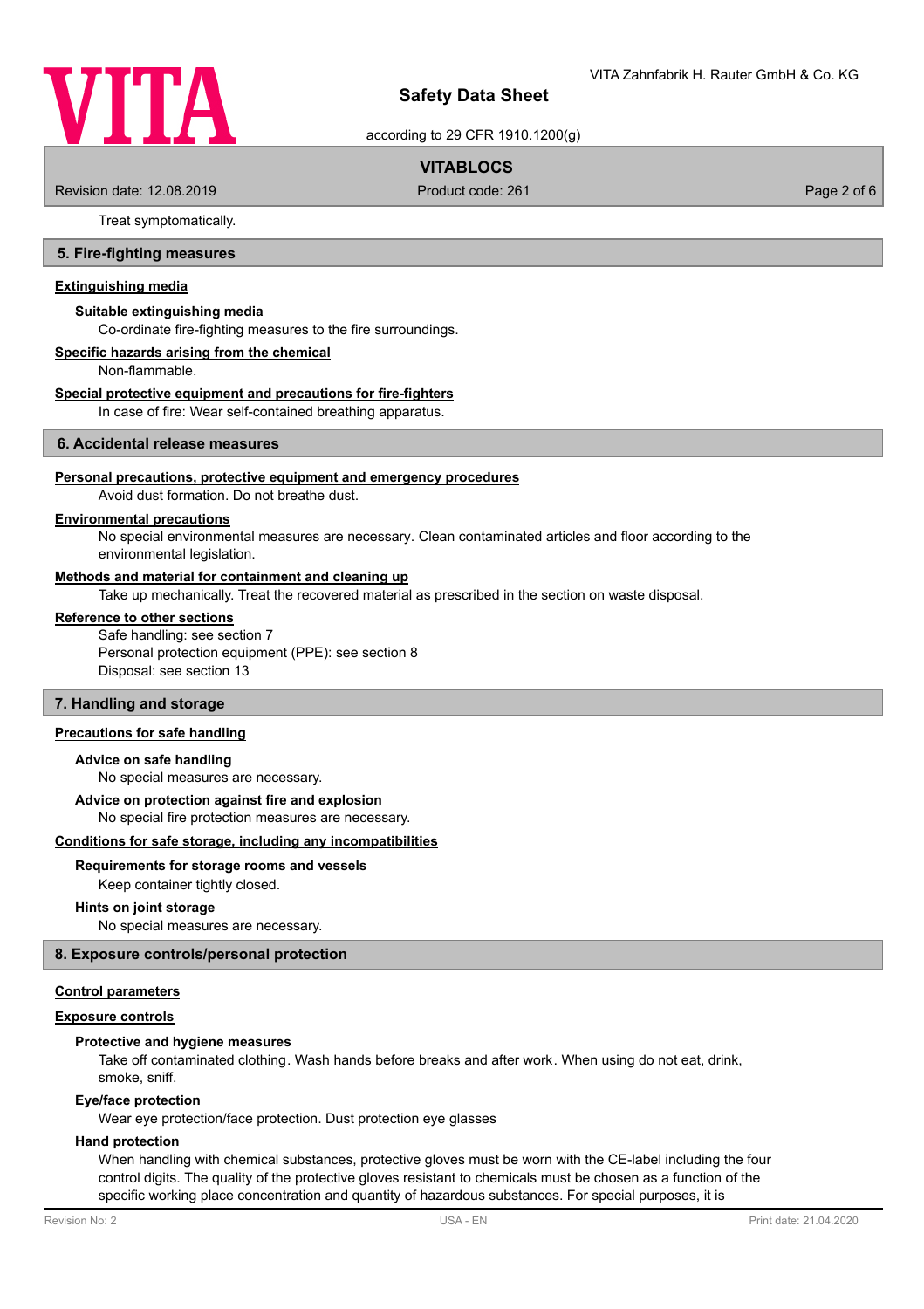Treat symptomatically.

## 5. Fire-fighting measures

**Extinguishing media**

**Suitable extinguishing media**

Co-ordinate fire-fighting measures to the fire surroundings.

**Specific hazards arising from the chemical**

Non-flammable.

**Special protective equipment and precautions for fire-fighters**

In case of fire: Wear self-contained breathing apparatus.

## 6. Accidental release measures

**Personal precautions, protective equipment and emergency procedures**

Avoid dust formation. Do not breathe dust.

**Environmental precautions**

No special environmental measures are necessary. Clean contaminated articles and floor according to the environmental legislation.

**Methods and material for containment and cleaning up**

Take up mechanically. Treat the recovered material as prescribed in the section on waste disposal.

**Reference to other sections**

Safe handling: see section 7
Personal protection equipment (PPE): see section 8
Disposal: see section 13

## 7. Handling and storage

**Precautions for safe handling**

**Advice on safe handling**

No special measures are necessary.

**Advice on protection against fire and explosion**

No special fire protection measures are necessary.

**Conditions for safe storage, including any incompatibilities**

**Requirements for storage rooms and vessels**

Keep container tightly closed.

**Hints on joint storage**

No special measures are necessary.

## 8. Exposure controls/personal protection

**Control parameters**

**Exposure controls**

**Protective and hygiene measures**

Take off contaminated clothing. Wash hands before breaks and after work. When using do not eat, drink, smoke, sniff.

**Eye/face protection**

Wear eye protection/face protection. Dust protection eye glasses

**Hand protection**

When handling with chemical substances, protective gloves must be worn with the CE-label including the four control digits. The quality of the protective gloves resistant to chemicals must be chosen as a function of the specific working place concentration and quantity of hazardous substances. For special purposes, it is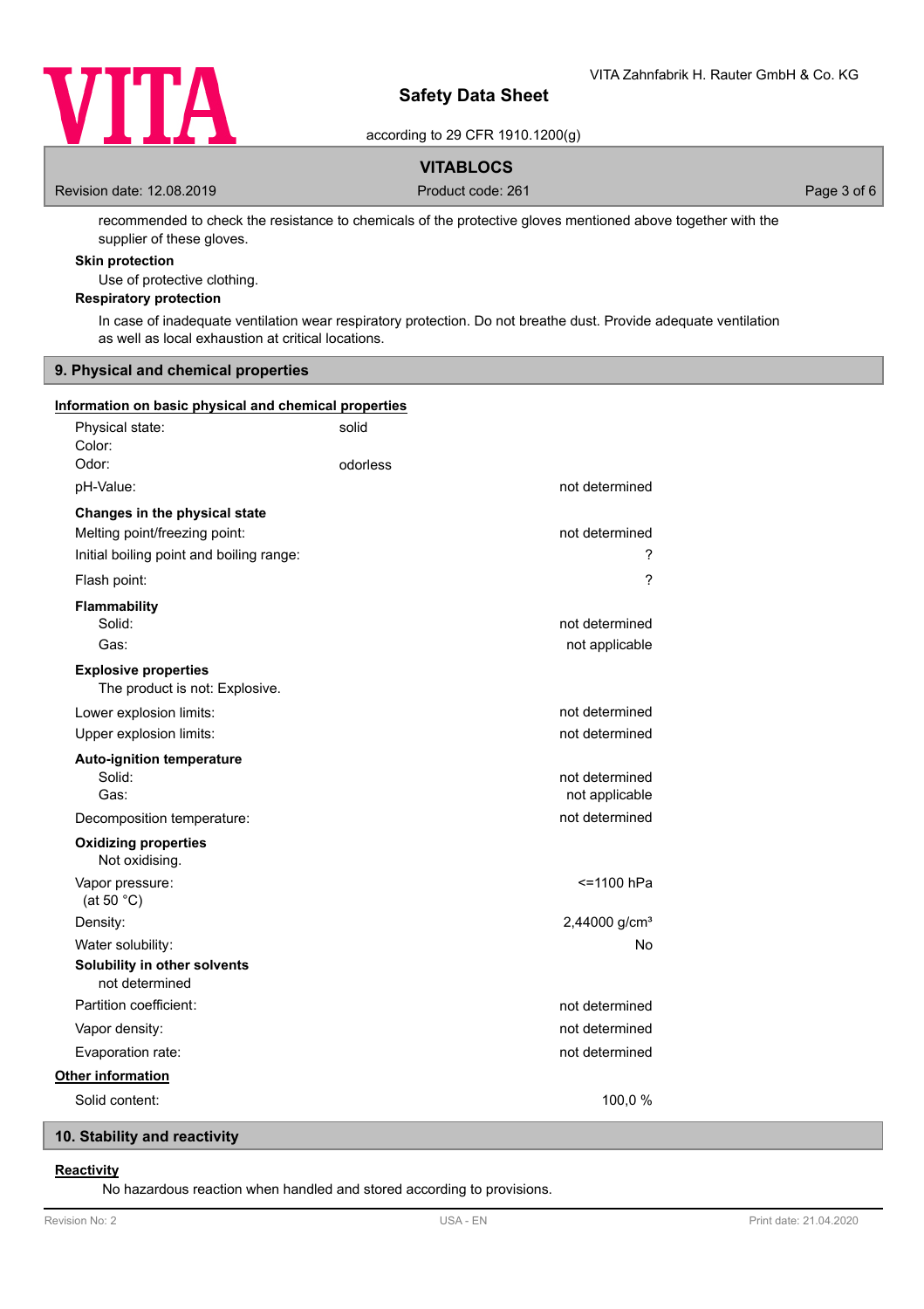recommended to check the resistance to chemicals of the protective gloves mentioned above together with the supplier of these gloves.

**Skin protection**

Use of protective clothing.

**Respiratory protection**

In case of inadequate ventilation wear respiratory protection. Do not breathe dust. Provide adequate ventilation as well as local exhaustion at critical locations.

## 9. Physical and chemical properties

**Information on basic physical and chemical properties**

| | | |
|---|---|---|
| Physical state: | solid | |
| Color: | | |
| Odor: | odorless | |
| pH-Value: | | not determined |
| **Changes in the physical state** | | |
| Melting point/freezing point: | | not determined |
| Initial boiling point and boiling range: | | ? |
| Flash point: | | ? |
| **Flammability** | | |
| Solid: | | not determined |
| Gas: | | not applicable |
| **Explosive properties** | | |
| The product is not: Explosive. | | |
| Lower explosion limits: | | not determined |
| Upper explosion limits: | | not determined |
| **Auto-ignition temperature** | | |
| Solid: | | not determined |
| Gas: | | not applicable |
| Decomposition temperature: | | not determined |
| **Oxidizing properties** | | |
| Not oxidising. | | |
| Vapor pressure: (at 50 °C) | | <=1100 hPa |
| Density: | | 2,44000 g/cm³ |
| Water solubility: | | No |
| **Solubility in other solvents** | | |
| not determined | | |
| Partition coefficient: | | not determined |
| Vapor density: | | not determined |
| Evaporation rate: | | not determined |

**Other information**

| | |
|---|---|
| Solid content: | 100,0 % |

## 10. Stability and reactivity

**Reactivity**

No hazardous reaction when handled and stored according to provisions.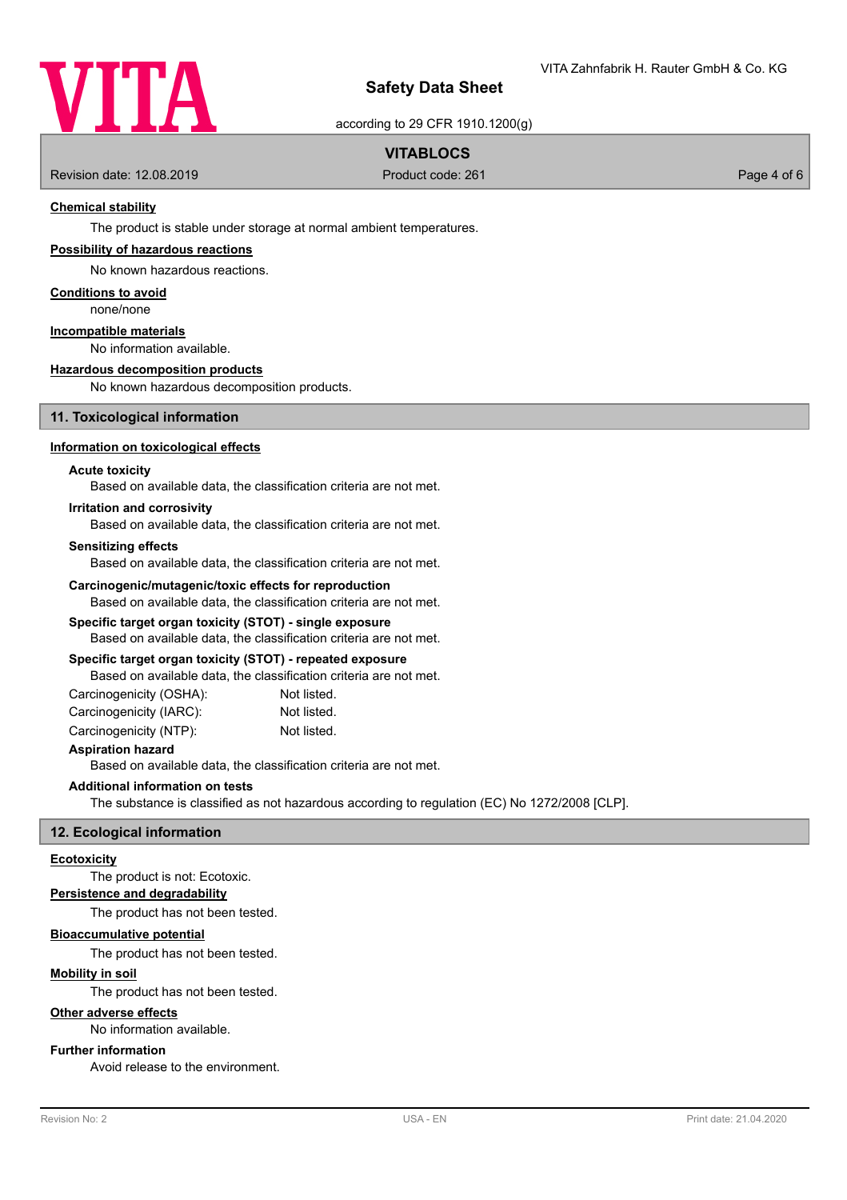#### Chemical stability

The product is stable under storage at normal ambient temperatures.

#### Possibility of hazardous reactions

No known hazardous reactions.

#### Conditions to avoid

none/none

#### Incompatible materials

No information available.

#### Hazardous decomposition products

No known hazardous decomposition products.

## 11. Toxicological information

#### Information on toxicological effects

**Acute toxicity**

Based on available data, the classification criteria are not met.

**Irritation and corrosivity**

Based on available data, the classification criteria are not met.

**Sensitizing effects**

Based on available data, the classification criteria are not met.

**Carcinogenic/mutagenic/toxic effects for reproduction**

Based on available data, the classification criteria are not met.

**Specific target organ toxicity (STOT) - single exposure**

Based on available data, the classification criteria are not met.

**Specific target organ toxicity (STOT) - repeated exposure**

Based on available data, the classification criteria are not met.

| | |
|---|---|
| Carcinogenicity (OSHA): | Not listed. |
| Carcinogenicity (IARC): | Not listed. |
| Carcinogenicity (NTP): | Not listed. |

**Aspiration hazard**

Based on available data, the classification criteria are not met.

**Additional information on tests**

The substance is classified as not hazardous according to regulation (EC) No 1272/2008 [CLP].

## 12. Ecological information

#### Ecotoxicity

The product is not: Ecotoxic.

#### Persistence and degradability

The product has not been tested.

#### Bioaccumulative potential

The product has not been tested.

#### Mobility in soil

The product has not been tested.

#### Other adverse effects

No information available.

**Further information**

Avoid release to the environment.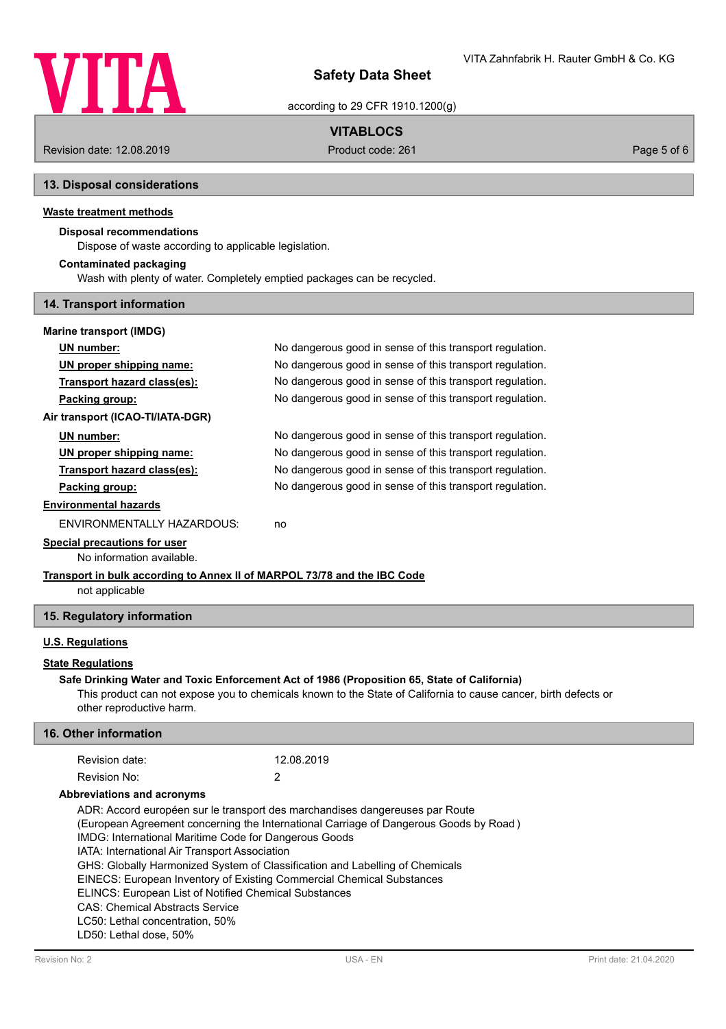## 13. Disposal considerations

### Waste treatment methods

**Disposal recommendations**

Dispose of waste according to applicable legislation.

**Contaminated packaging**

Wash with plenty of water. Completely emptied packages can be recycled.

## 14. Transport information

**Marine transport (IMDG)**

| | |
|---|---|
| UN number: | No dangerous good in sense of this transport regulation. |
| UN proper shipping name: | No dangerous good in sense of this transport regulation. |
| Transport hazard class(es): | No dangerous good in sense of this transport regulation. |
| Packing group: | No dangerous good in sense of this transport regulation. |

**Air transport (ICAO-TI/IATA-DGR)**

| | |
|---|---|
| UN number: | No dangerous good in sense of this transport regulation. |
| UN proper shipping name: | No dangerous good in sense of this transport regulation. |
| Transport hazard class(es): | No dangerous good in sense of this transport regulation. |
| Packing group: | No dangerous good in sense of this transport regulation. |

### Environmental hazards

ENVIRONMENTALLY HAZARDOUS: no

### Special precautions for user

No information available.

### Transport in bulk according to Annex II of MARPOL 73/78 and the IBC Code

not applicable

## 15. Regulatory information

### U.S. Regulations

### State Regulations

**Safe Drinking Water and Toxic Enforcement Act of 1986 (Proposition 65, State of California)**

This product can not expose you to chemicals known to the State of California to cause cancer, birth defects or other reproductive harm.

## 16. Other information

| | |
|---|---|
| Revision date: | 12.08.2019 |
| Revision No: | 2 |

**Abbreviations and acronyms**

ADR: Accord européen sur le transport des marchandises dangereuses par Route
(European Agreement concerning the International Carriage of Dangerous Goods by Road )
IMDG: International Maritime Code for Dangerous Goods
IATA: International Air Transport Association
GHS: Globally Harmonized System of Classification and Labelling of Chemicals
EINECS: European Inventory of Existing Commercial Chemical Substances
ELINCS: European List of Notified Chemical Substances
CAS: Chemical Abstracts Service
LC50: Lethal concentration, 50%
LD50: Lethal dose, 50%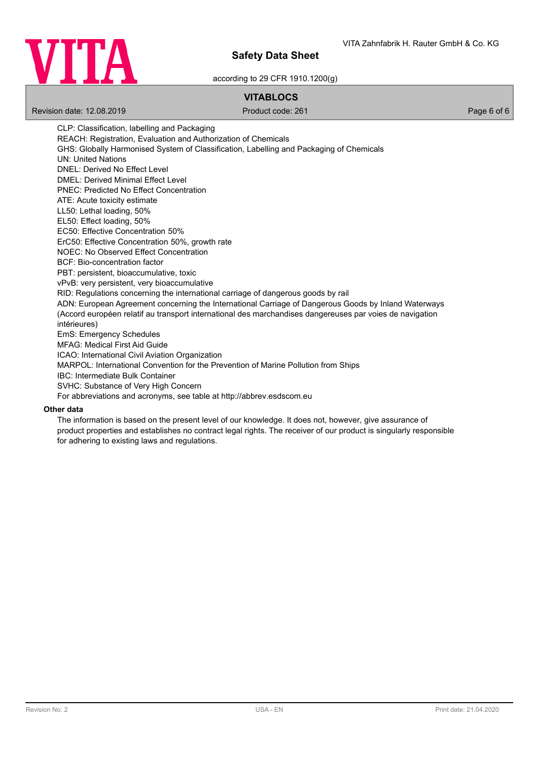CLP: Classification, labelling and Packaging
REACH: Registration, Evaluation and Authorization of Chemicals
GHS: Globally Harmonised System of Classification, Labelling and Packaging of Chemicals
UN: United Nations
DNEL: Derived No Effect Level
DMEL: Derived Minimal Effect Level
PNEC: Predicted No Effect Concentration
ATE: Acute toxicity estimate
LL50: Lethal loading, 50%
EL50: Effect loading, 50%
EC50: Effective Concentration 50%
ErC50: Effective Concentration 50%, growth rate
NOEC: No Observed Effect Concentration
BCF: Bio-concentration factor
PBT: persistent, bioaccumulative, toxic
vPvB: very persistent, very bioaccumulative
RID: Regulations concerning the international carriage of dangerous goods by rail
ADN: European Agreement concerning the International Carriage of Dangerous Goods by Inland Waterways (Accord européen relatif au transport international des marchandises dangereuses par voies de navigation intérieures)
EmS: Emergency Schedules
MFAG: Medical First Aid Guide
ICAO: International Civil Aviation Organization
MARPOL: International Convention for the Prevention of Marine Pollution from Ships
IBC: Intermediate Bulk Container
SVHC: Substance of Very High Concern
For abbreviations and acronyms, see table at http://abbrev.esdscom.eu

**Other data**

The information is based on the present level of our knowledge. It does not, however, give assurance of product properties and establishes no contract legal rights. The receiver of our product is singularly responsible for adhering to existing laws and regulations.